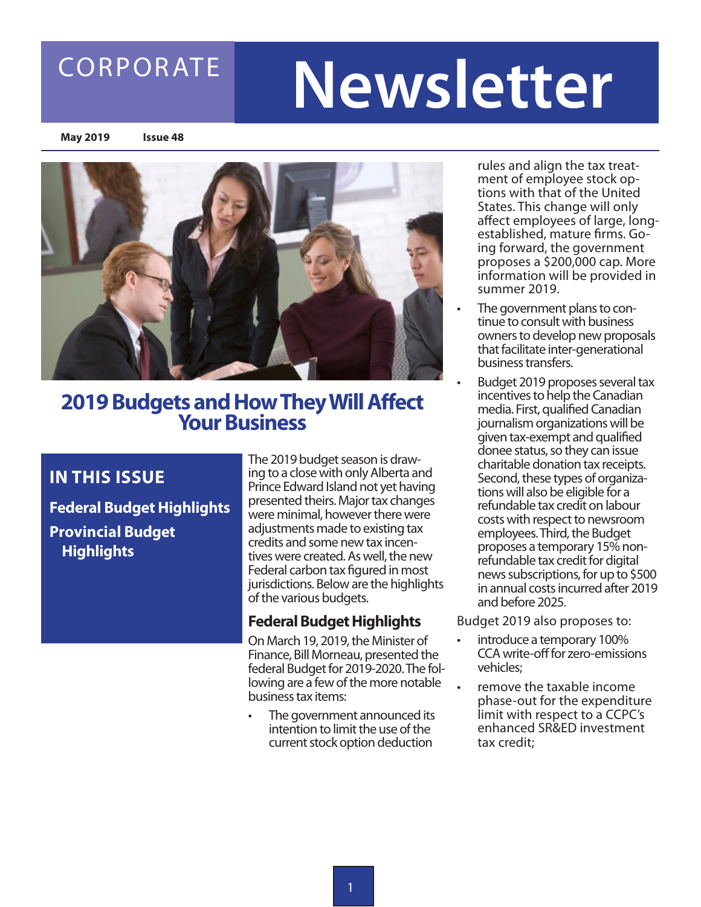# CORPORATE Newsletter

**May 2019** **Issue 48**

## 2019 Budgets and How They Will Affect Your Business

**IN THIS ISSUE**

**Federal Budget Highlights**

**Provincial Budget Highlights**

The 2019 budget season is drawing to a close with only Alberta and Prince Edward Island not yet having presented theirs. Major tax changes were minimal, however there were adjustments made to existing tax credits and some new tax incentives were created. As well, the new Federal carbon tax figured in most jurisdictions. Below are the highlights of the various budgets.

### Federal Budget Highlights

On March 19, 2019, the Minister of Finance, Bill Morneau, presented the federal Budget for 2019-2020. The following are a few of the more notable business tax items:

- The government announced its intention to limit the use of the current stock option deduction rules and align the tax treatment of employee stock options with that of the United States. This change will only affect employees of large, long-established, mature firms. Going forward, the government proposes a $200,000 cap. More information will be provided in summer 2019.
- The government plans to continue to consult with business owners to develop new proposals that facilitate inter-generational business transfers.
- Budget 2019 proposes several tax incentives to help the Canadian media. First, qualified Canadian journalism organizations will be given tax-exempt and qualified donee status, so they can issue charitable donation tax receipts. Second, these types of organizations will also be eligible for a refundable tax credit on labour costs with respect to newsroom employees. Third, the Budget proposes a temporary 15% non-refundable tax credit for digital news subscriptions, for up to $500 in annual costs incurred after 2019 and before 2025.

Budget 2019 also proposes to:

- introduce a temporary 100% CCA write-off for zero-emissions vehicles;
- remove the taxable income phase-out for the expenditure limit with respect to a CCPC's enhanced SR&ED investment tax credit;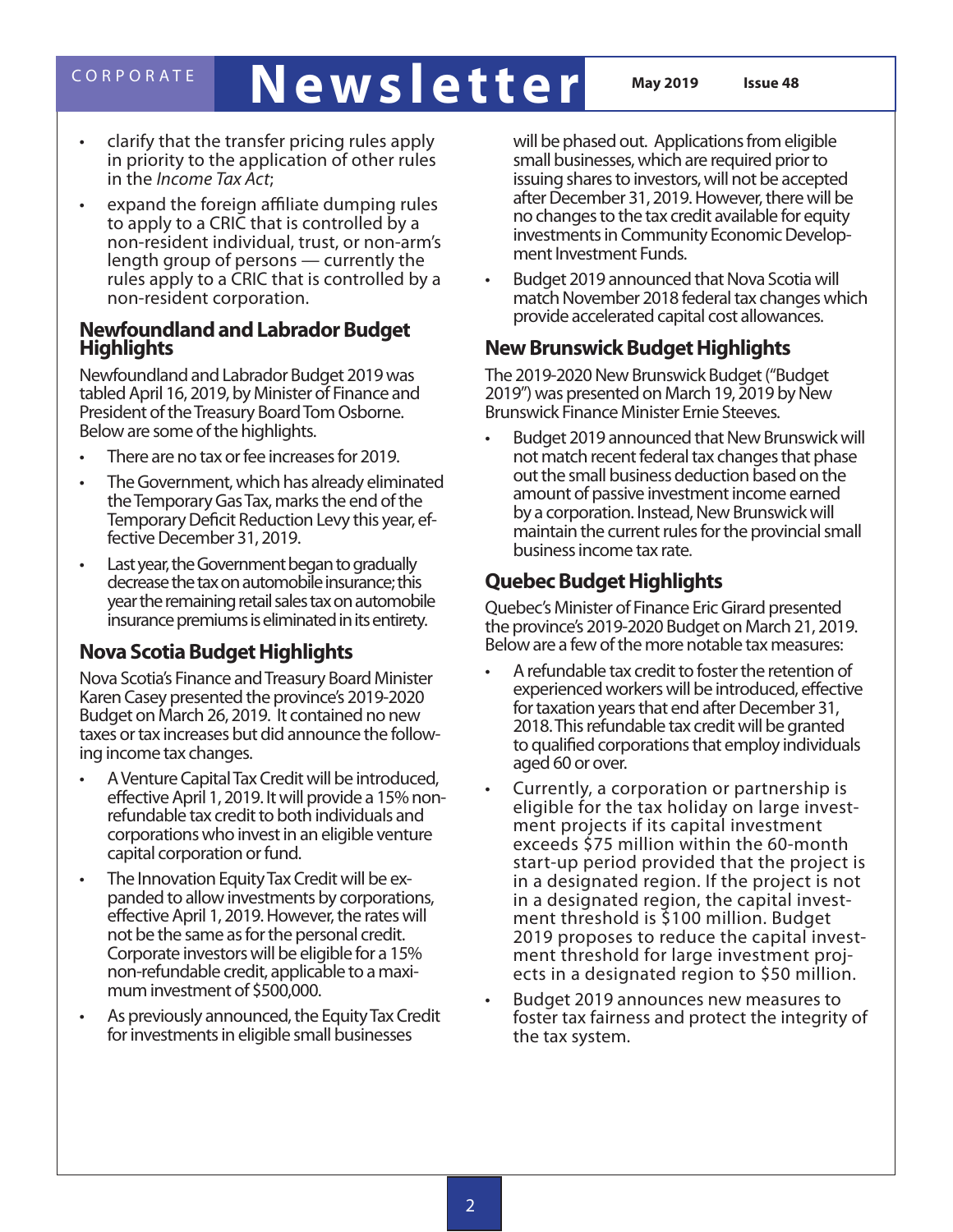- clarify that the transfer pricing rules apply in priority to the application of other rules in the *Income Tax Act*;
- expand the foreign affiliate dumping rules to apply to a CRIC that is controlled by a non-resident individual, trust, or non-arm's length group of persons — currently the rules apply to a CRIC that is controlled by a non-resident corporation.

## Newfoundland and Labrador Budget Highlights

Newfoundland and Labrador Budget 2019 was tabled April 16, 2019, by Minister of Finance and President of the Treasury Board Tom Osborne. Below are some of the highlights.

- There are no tax or fee increases for 2019.
- The Government, which has already eliminated the Temporary Gas Tax, marks the end of the Temporary Deficit Reduction Levy this year, effective December 31, 2019.
- Last year, the Government began to gradually decrease the tax on automobile insurance; this year the remaining retail sales tax on automobile insurance premiums is eliminated in its entirety.

## Nova Scotia Budget Highlights

Nova Scotia's Finance and Treasury Board Minister Karen Casey presented the province's 2019-2020 Budget on March 26, 2019. It contained no new taxes or tax increases but did announce the following income tax changes.

- A Venture Capital Tax Credit will be introduced, effective April 1, 2019. It will provide a 15% non-refundable tax credit to both individuals and corporations who invest in an eligible venture capital corporation or fund.
- The Innovation Equity Tax Credit will be expanded to allow investments by corporations, effective April 1, 2019. However, the rates will not be the same as for the personal credit. Corporate investors will be eligible for a 15% non-refundable credit, applicable to a maximum investment of $500,000.
- As previously announced, the Equity Tax Credit for investments in eligible small businesses will be phased out. Applications from eligible small businesses, which are required prior to issuing shares to investors, will not be accepted after December 31, 2019. However, there will be no changes to the tax credit available for equity investments in Community Economic Development Investment Funds.
- Budget 2019 announced that Nova Scotia will match November 2018 federal tax changes which provide accelerated capital cost allowances.

## New Brunswick Budget Highlights

The 2019-2020 New Brunswick Budget ("Budget 2019") was presented on March 19, 2019 by New Brunswick Finance Minister Ernie Steeves.

- Budget 2019 announced that New Brunswick will not match recent federal tax changes that phase out the small business deduction based on the amount of passive investment income earned by a corporation. Instead, New Brunswick will maintain the current rules for the provincial small business income tax rate.

## Quebec Budget Highlights

Quebec's Minister of Finance Eric Girard presented the province's 2019-2020 Budget on March 21, 2019. Below are a few of the more notable tax measures:

- A refundable tax credit to foster the retention of experienced workers will be introduced, effective for taxation years that end after December 31, 2018. This refundable tax credit will be granted to qualified corporations that employ individuals aged 60 or over.
- Currently, a corporation or partnership is eligible for the tax holiday on large investment projects if its capital investment exceeds $75 million within the 60-month start-up period provided that the project is in a designated region. If the project is not in a designated region, the capital investment threshold is $100 million. Budget 2019 proposes to reduce the capital investment threshold for large investment projects in a designated region to $50 million.
- Budget 2019 announces new measures to foster tax fairness and protect the integrity of the tax system.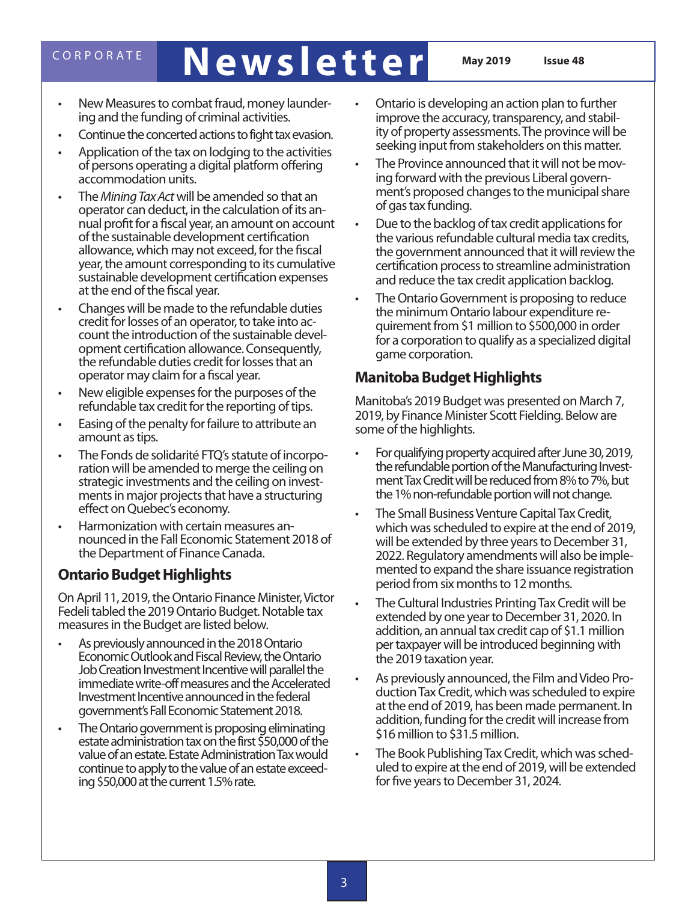- New Measures to combat fraud, money laundering and the funding of criminal activities.
- Continue the concerted actions to fight tax evasion.
- Application of the tax on lodging to the activities of persons operating a digital platform offering accommodation units.
- The *Mining Tax Act* will be amended so that an operator can deduct, in the calculation of its annual profit for a fiscal year, an amount on account of the sustainable development certification allowance, which may not exceed, for the fiscal year, the amount corresponding to its cumulative sustainable development certification expenses at the end of the fiscal year.
- Changes will be made to the refundable duties credit for losses of an operator, to take into account the introduction of the sustainable development certification allowance. Consequently, the refundable duties credit for losses that an operator may claim for a fiscal year.
- New eligible expenses for the purposes of the refundable tax credit for the reporting of tips.
- Easing of the penalty for failure to attribute an amount as tips.
- The Fonds de solidarité FTQ's statute of incorporation will be amended to merge the ceiling on strategic investments and the ceiling on investments in major projects that have a structuring effect on Quebec's economy.
- Harmonization with certain measures announced in the Fall Economic Statement 2018 of the Department of Finance Canada.

## Ontario Budget Highlights

On April 11, 2019, the Ontario Finance Minister, Victor Fedeli tabled the 2019 Ontario Budget. Notable tax measures in the Budget are listed below.

- As previously announced in the 2018 Ontario Economic Outlook and Fiscal Review, the Ontario Job Creation Investment Incentive will parallel the immediate write-off measures and the Accelerated Investment Incentive announced in the federal government's Fall Economic Statement 2018.
- The Ontario government is proposing eliminating estate administration tax on the first $50,000 of the value of an estate. Estate Administration Tax would continue to apply to the value of an estate exceeding $50,000 at the current 1.5% rate.
- Ontario is developing an action plan to further improve the accuracy, transparency, and stability of property assessments. The province will be seeking input from stakeholders on this matter.
- The Province announced that it will not be moving forward with the previous Liberal government's proposed changes to the municipal share of gas tax funding.
- Due to the backlog of tax credit applications for the various refundable cultural media tax credits, the government announced that it will review the certification process to streamline administration and reduce the tax credit application backlog.
- The Ontario Government is proposing to reduce the minimum Ontario labour expenditure requirement from $1 million to $500,000 in order for a corporation to qualify as a specialized digital game corporation.

## Manitoba Budget Highlights

Manitoba's 2019 Budget was presented on March 7, 2019, by Finance Minister Scott Fielding. Below are some of the highlights.

- For qualifying property acquired after June 30, 2019, the refundable portion of the Manufacturing Investment Tax Credit will be reduced from 8% to 7%, but the 1% non-refundable portion will not change.
- The Small Business Venture Capital Tax Credit, which was scheduled to expire at the end of 2019, will be extended by three years to December 31, 2022. Regulatory amendments will also be implemented to expand the share issuance registration period from six months to 12 months.
- The Cultural Industries Printing Tax Credit will be extended by one year to December 31, 2020. In addition, an annual tax credit cap of $1.1 million per taxpayer will be introduced beginning with the 2019 taxation year.
- As previously announced, the Film and Video Production Tax Credit, which was scheduled to expire at the end of 2019, has been made permanent. In addition, funding for the credit will increase from $16 million to $31.5 million.
- The Book Publishing Tax Credit, which was scheduled to expire at the end of 2019, will be extended for five years to December 31, 2024.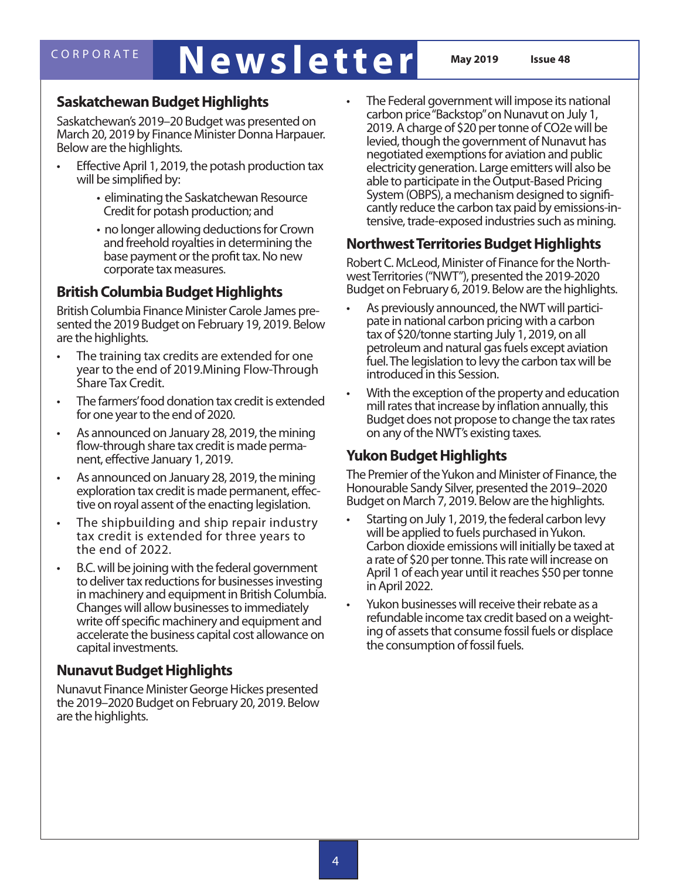## Saskatchewan Budget Highlights

Saskatchewan's 2019–20 Budget was presented on March 20, 2019 by Finance Minister Donna Harpauer. Below are the highlights.

- Effective April 1, 2019, the potash production tax will be simplified by:
  - eliminating the Saskatchewan Resource Credit for potash production; and
  - no longer allowing deductions for Crown and freehold royalties in determining the base payment or the profit tax. No new corporate tax measures.

## British Columbia Budget Highlights

British Columbia Finance Minister Carole James presented the 2019 Budget on February 19, 2019. Below are the highlights.

- The training tax credits are extended for one year to the end of 2019.Mining Flow-Through Share Tax Credit.
- The farmers' food donation tax credit is extended for one year to the end of 2020.
- As announced on January 28, 2019, the mining flow-through share tax credit is made permanent, effective January 1, 2019.
- As announced on January 28, 2019, the mining exploration tax credit is made permanent, effective on royal assent of the enacting legislation.
- The shipbuilding and ship repair industry tax credit is extended for three years to the end of 2022.
- B.C. will be joining with the federal government to deliver tax reductions for businesses investing in machinery and equipment in British Columbia. Changes will allow businesses to immediately write off specific machinery and equipment and accelerate the business capital cost allowance on capital investments.

## Nunavut Budget Highlights

Nunavut Finance Minister George Hickes presented the 2019–2020 Budget on February 20, 2019. Below are the highlights.

- The Federal government will impose its national carbon price "Backstop" on Nunavut on July 1, 2019. A charge of $20 per tonne of CO2e will be levied, though the government of Nunavut has negotiated exemptions for aviation and public electricity generation. Large emitters will also be able to participate in the Output-Based Pricing System (OBPS), a mechanism designed to significantly reduce the carbon tax paid by emissions-intensive, trade-exposed industries such as mining.

## Northwest Territories Budget Highlights

Robert C. McLeod, Minister of Finance for the Northwest Territories ("NWT"), presented the 2019-2020 Budget on February 6, 2019. Below are the highlights.

- As previously announced, the NWT will participate in national carbon pricing with a carbon tax of $20/tonne starting July 1, 2019, on all petroleum and natural gas fuels except aviation fuel. The legislation to levy the carbon tax will be introduced in this Session.
- With the exception of the property and education mill rates that increase by inflation annually, this Budget does not propose to change the tax rates on any of the NWT's existing taxes.

## Yukon Budget Highlights

The Premier of the Yukon and Minister of Finance, the Honourable Sandy Silver, presented the 2019–2020 Budget on March 7, 2019. Below are the highlights.

- Starting on July 1, 2019, the federal carbon levy will be applied to fuels purchased in Yukon. Carbon dioxide emissions will initially be taxed at a rate of $20 per tonne. This rate will increase on April 1 of each year until it reaches $50 per tonne in April 2022.
- Yukon businesses will receive their rebate as a refundable income tax credit based on a weighting of assets that consume fossil fuels or displace the consumption of fossil fuels.